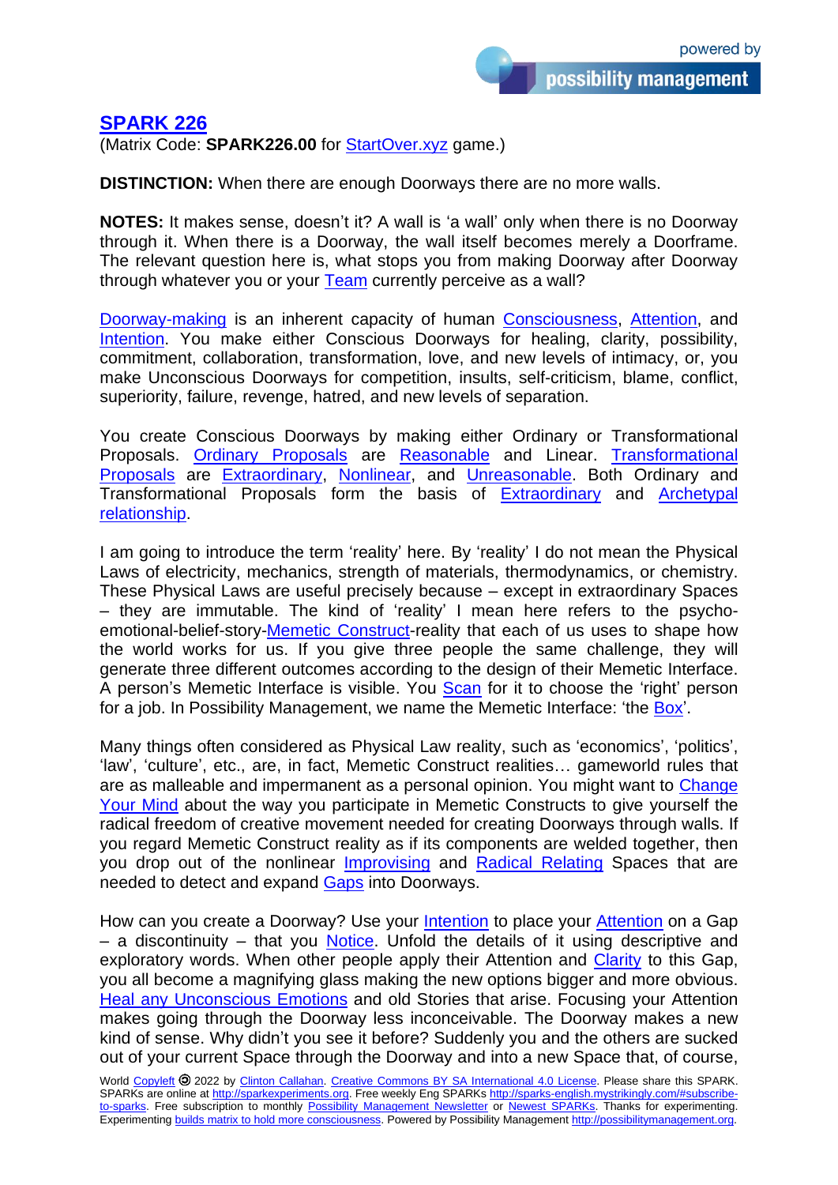## SPARK 226

(Matrix Code: **SPARK226.00** for StartOver.xyz game.)

**DISTINCTION:** When there are enough Doorways there are no more walls.

**NOTES:** It makes sense, doesn't it? A wall is 'a wall' only when there is no Doorway through it. When there is a Doorway, the wall itself becomes merely a Doorframe. The relevant question here is, what stops you from making Doorway after Doorway through whatever you or your Team currently perceive as a wall?

Doorway-making is an inherent capacity of human Consciousness, Attention, and Intention. You make either Conscious Doorways for healing, clarity, possibility, commitment, collaboration, transformation, love, and new levels of intimacy, or, you make Unconscious Doorways for competition, insults, self-criticism, blame, conflict, superiority, failure, revenge, hatred, and new levels of separation.

You create Conscious Doorways by making either Ordinary or Transformational Proposals. Ordinary Proposals are Reasonable and Linear. Transformational Proposals are Extraordinary, Nonlinear, and Unreasonable. Both Ordinary and Transformational Proposals form the basis of Extraordinary and Archetypal relationship.

I am going to introduce the term 'reality' here. By 'reality' I do not mean the Physical Laws of electricity, mechanics, strength of materials, thermodynamics, or chemistry. These Physical Laws are useful precisely because – except in extraordinary Spaces – they are immutable. The kind of 'reality' I mean here refers to the psycho-emotional-belief-story-Memetic Construct-reality that each of us uses to shape how the world works for us. If you give three people the same challenge, they will generate three different outcomes according to the design of their Memetic Interface. A person's Memetic Interface is visible. You Scan for it to choose the 'right' person for a job. In Possibility Management, we name the Memetic Interface: 'the Box'.

Many things often considered as Physical Law reality, such as 'economics', 'politics', 'law', 'culture', etc., are, in fact, Memetic Construct realities… gameworld rules that are as malleable and impermanent as a personal opinion. You might want to Change Your Mind about the way you participate in Memetic Constructs to give yourself the radical freedom of creative movement needed for creating Doorways through walls. If you regard Memetic Construct reality as if its components are welded together, then you drop out of the nonlinear Improvising and Radical Relating Spaces that are needed to detect and expand Gaps into Doorways.

How can you create a Doorway? Use your Intention to place your Attention on a Gap – a discontinuity – that you Notice. Unfold the details of it using descriptive and exploratory words. When other people apply their Attention and Clarity to this Gap, you all become a magnifying glass making the new options bigger and more obvious. Heal any Unconscious Emotions and old Stories that arise. Focusing your Attention makes going through the Doorway less inconceivable. The Doorway makes a new kind of sense. Why didn't you see it before? Suddenly you and the others are sucked out of your current Space through the Doorway and into a new Space that, of course,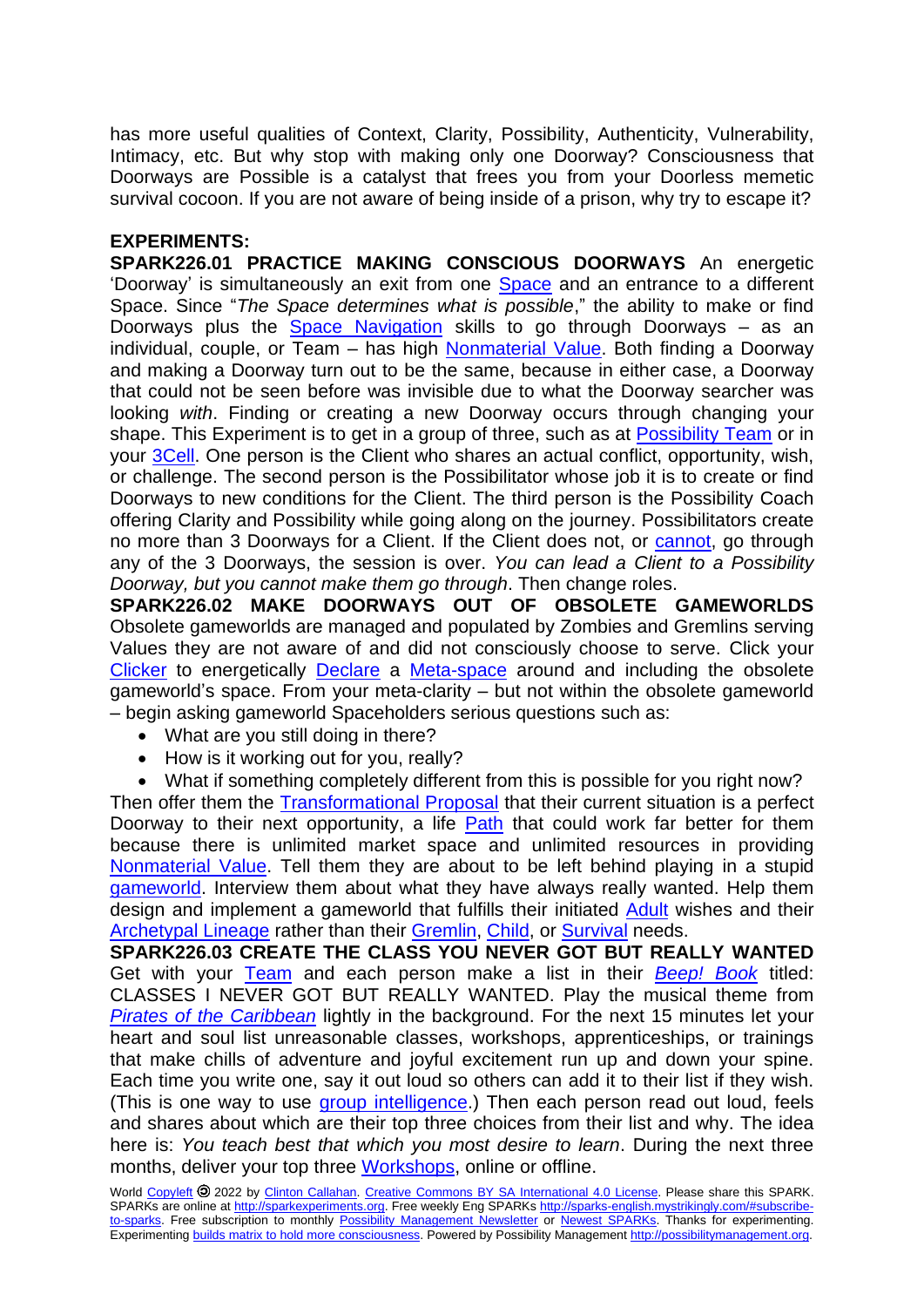has more useful qualities of Context, Clarity, Possibility, Authenticity, Vulnerability, Intimacy, etc. But why stop with making only one Doorway? Consciousness that Doorways are Possible is a catalyst that frees you from your Doorless memetic survival cocoon. If you are not aware of being inside of a prison, why try to escape it?

**EXPERIMENTS:**

**SPARK226.01 PRACTICE MAKING CONSCIOUS DOORWAYS** An energetic 'Doorway' is simultaneously an exit from one Space and an entrance to a different Space. Since "*The Space determines what is possible*," the ability to make or find Doorways plus the Space Navigation skills to go through Doorways – as an individual, couple, or Team – has high Nonmaterial Value. Both finding a Doorway and making a Doorway turn out to be the same, because in either case, a Doorway that could not be seen before was invisible due to what the Doorway searcher was looking *with*. Finding or creating a new Doorway occurs through changing your shape. This Experiment is to get in a group of three, such as at Possibility Team or in your 3Cell. One person is the Client who shares an actual conflict, opportunity, wish, or challenge. The second person is the Possibilitator whose job it is to create or find Doorways to new conditions for the Client. The third person is the Possibility Coach offering Clarity and Possibility while going along on the journey. Possibilitators create no more than 3 Doorways for a Client. If the Client does not, or cannot, go through any of the 3 Doorways, the session is over. *You can lead a Client to a Possibility Doorway, but you cannot make them go through*. Then change roles.

**SPARK226.02 MAKE DOORWAYS OUT OF OBSOLETE GAMEWORLDS** Obsolete gameworlds are managed and populated by Zombies and Gremlins serving Values they are not aware of and did not consciously choose to serve. Click your Clicker to energetically Declare a Meta-space around and including the obsolete gameworld's space. From your meta-clarity – but not within the obsolete gameworld – begin asking gameworld Spaceholders serious questions such as:

- What are you still doing in there?
- How is it working out for you, really?
- What if something completely different from this is possible for you right now?

Then offer them the Transformational Proposal that their current situation is a perfect Doorway to their next opportunity, a life Path that could work far better for them because there is unlimited market space and unlimited resources in providing Nonmaterial Value. Tell them they are about to be left behind playing in a stupid gameworld. Interview them about what they have always really wanted. Help them design and implement a gameworld that fulfills their initiated Adult wishes and their Archetypal Lineage rather than their Gremlin, Child, or Survival needs.

**SPARK226.03 CREATE THE CLASS YOU NEVER GOT BUT REALLY WANTED** Get with your Team and each person make a list in their *Beep! Book* titled: CLASSES I NEVER GOT BUT REALLY WANTED. Play the musical theme from *Pirates of the Caribbean* lightly in the background. For the next 15 minutes let your heart and soul list unreasonable classes, workshops, apprenticeships, or trainings that make chills of adventure and joyful excitement run up and down your spine. Each time you write one, say it out loud so others can add it to their list if they wish. (This is one way to use group intelligence.) Then each person read out loud, feels and shares about which are their top three choices from their list and why. The idea here is: *You teach best that which you most desire to learn*. During the next three months, deliver your top three Workshops, online or offline.

World Copyleft 🄯 2022 by Clinton Callahan. Creative Commons BY SA International 4.0 License. Please share this SPARK. SPARKs are online at http://sparkexperiments.org. Free weekly Eng SPARKs http://sparks-english.mystrikingly.com/#subscribe-to-sparks. Free subscription to monthly Possibility Management Newsletter or Newest SPARKs. Thanks for experimenting. Experimenting builds matrix to hold more consciousness. Powered by Possibility Management http://possibilitymanagement.org.